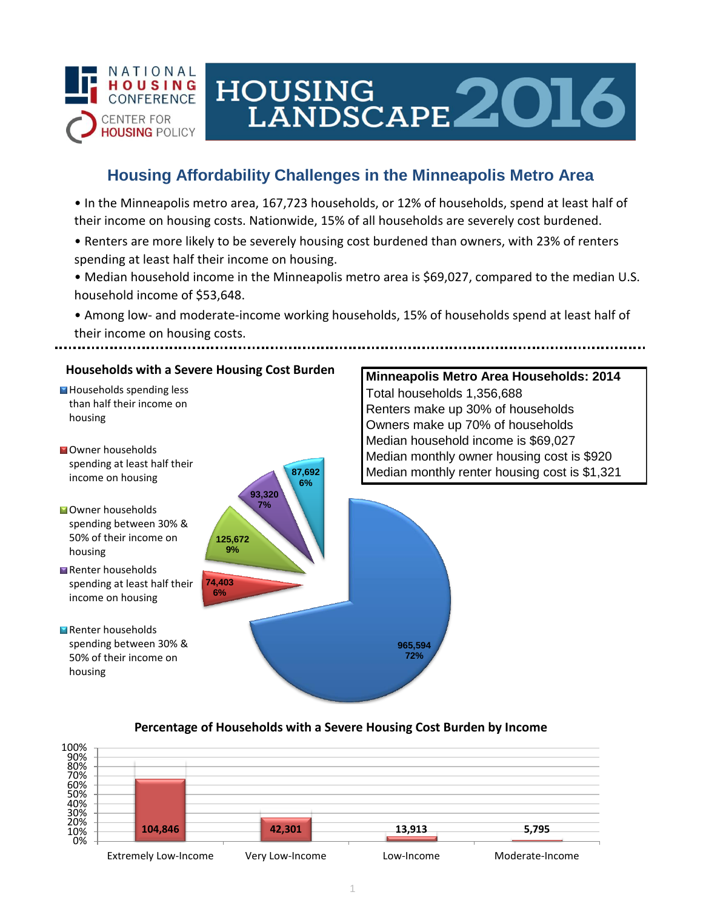NATIONAL HOUSING CONFERENCE

CENTER FOR HOUSING POLICY

# HOUSING LANDSCAPE 2016

## Housing Affordability Challenges in the Minneapolis Metro Area

- In the Minneapolis metro area, 167,723 households, or 12% of households, spend at least half of their income on housing costs. Nationwide, 15% of all households are severely cost burdened.
- Renters are more likely to be severely housing cost burdened than owners, with 23% of renters spending at least half their income on housing.
- Median household income in the Minneapolis metro area is $69,027, compared to the median U.S. household income of $53,648.
- Among low- and moderate-income working households, 15% of households spend at least half of their income on housing costs.

### Households with a Severe Housing Cost Burden

| Category | Households | Percent |
|---|---|---|
| Households spending less than half their income on housing | 965,594 | 72% |
| Owner households spending at least half their income on housing | 74,403 | 6% |
| Owner households spending between 30% & 50% of their income on housing | 125,672 | 9% |
| Renter households spending at least half their income on housing | 93,320 | 7% |
| Renter households spending between 30% & 50% of their income on housing | 87,692 | 6% |

### Minneapolis Metro Area Households: 2014

Total households 1,356,688
Renters make up 30% of households
Owners make up 70% of households
Median household income is $69,027
Median monthly owner housing cost is $920
Median monthly renter housing cost is $1,321

### Percentage of Households with a Severe Housing Cost Burden by Income

| Income Category | Households |
|---|---|
| Extremely Low-Income | 104,846 |
| Very Low-Income | 42,301 |
| Low-Income | 13,913 |
| Moderate-Income | 5,795 |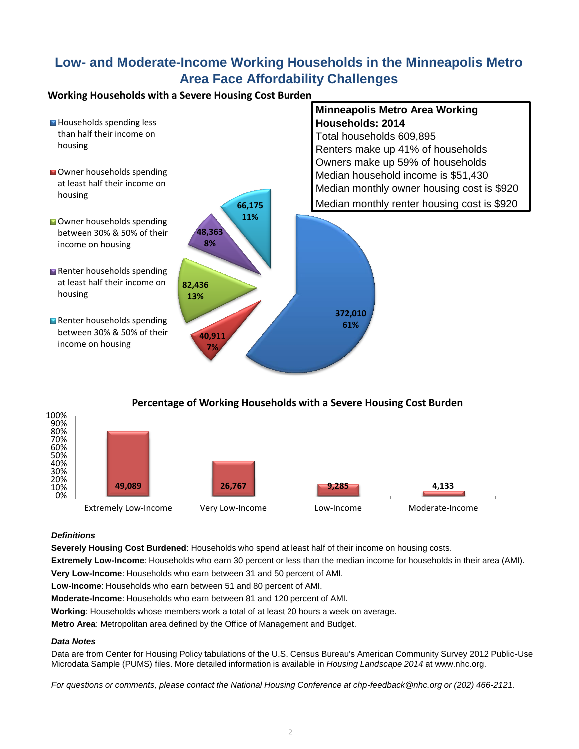# Low- and Moderate-Income Working Households in the Minneapolis Metro Area Face Affordability Challenges

## Working Households with a Severe Housing Cost Burden

Households spending less than half their income on housing

Owner households spending at least half their income on housing

Owner households spending between 30% & 50% of their income on housing

Renter households spending at least half their income on housing

Renter households spending between 30% & 50% of their income on housing

66,175
11%

48,363
8%

82,436
13%

40,911
7%

372,010
61%

**Minneapolis Metro Area Working Households: 2014**
Total households 609,895
Renters make up 41% of households
Owners make up 59% of households
Median household income is $51,430
Median monthly owner housing cost is $920
Median monthly renter housing cost is $920

## Percentage of Working Households with a Severe Housing Cost Burden

100%
90%
80%
70%
60%
50%
40%
30%
20%
10%
0%

49,089
26,767
9,285
4,133

Extremely Low-Income
Very Low-Income
Low-Income
Moderate-Income

### *Definitions*

**Severely Housing Cost Burdened**: Households who spend at least half of their income on housing costs.

**Extremely Low-Income**: Households who earn 30 percent or less than the median income for households in their area (AMI).

**Very Low-Income**: Households who earn between 31 and 50 percent of AMI.

**Low-Income**: Households who earn between 51 and 80 percent of AMI.

**Moderate-Income**: Households who earn between 81 and 120 percent of AMI.

**Working**: Households whose members work a total of at least 20 hours a week on average.

**Metro Area**: Metropolitan area defined by the Office of Management and Budget.

### *Data Notes*

Data are from Center for Housing Policy tabulations of the U.S. Census Bureau's American Community Survey 2012 Public-Use Microdata Sample (PUMS) files. More detailed information is available in *Housing Landscape 2014* at www.nhc.org.

*For questions or comments, please contact the National Housing Conference at chp-feedback@nhc.org or (202) 466-2121.*